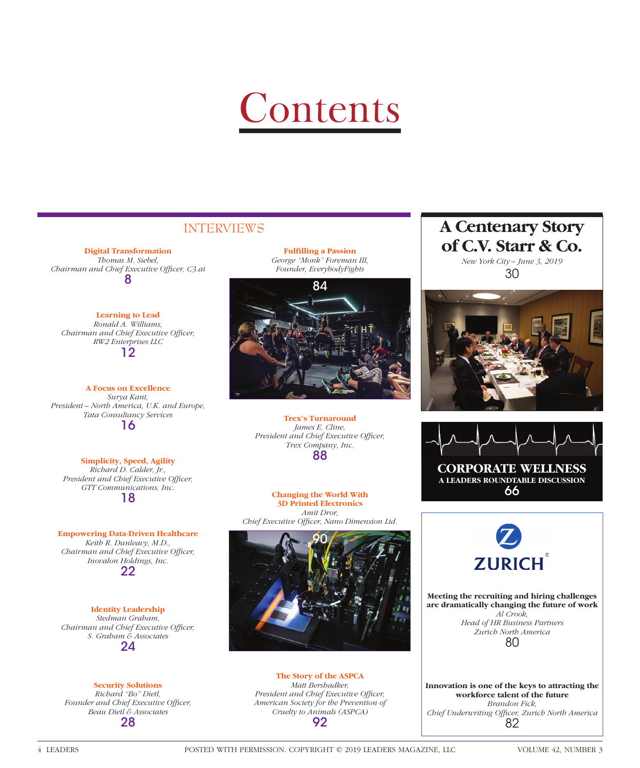# Contents

## INTERVIEWS

**Digital Transformation**
*Thomas M. Siebel,*
*Chairman and Chief Executive Officer, C3.ai*
8

**Learning to Lead**
*Ronald A. Williams,*
*Chairman and Chief Executive Officer,*
*RW2 Enterprises LLC*
12

**A Focus on Excellence**
*Surya Kant,*
*President – North America, U.K. and Europe,*
*Tata Consultancy Services*
16

**Simplicity, Speed, Agility**
*Richard D. Calder, Jr.,*
*President and Chief Executive Officer,*
*GTT Communications, Inc.*
18

**Empowering Data-Driven Healthcare**
*Keith R. Dunleavy, M.D.,*
*Chairman and Chief Executive Officer,*
*Inovalon Holdings, Inc.*
22

**Identity Leadership**
*Stedman Graham,*
*Chairman and Chief Executive Officer,*
*S. Graham & Associates*
24

**Security Solutions**
*Richard "Bo" Dietl,*
*Founder and Chief Executive Officer,*
*Beau Dietl & Associates*
28

**Fulfilling a Passion**
*George "Monk" Foreman III,*
*Founder, EverybodyFights*
84

**Trex's Turnaround**
*James E. Cline,*
*President and Chief Executive Officer,*
*Trex Company, Inc.*
88

**Changing the World With 3D Printed Electronics**
*Amit Dror,*
*Chief Executive Officer, Nano Dimension Ltd.*
90

**The Story of the ASPCA**
*Matt Bershadker,*
*President and Chief Executive Officer,*
*American Society for the Prevention of Cruelty to Animals (ASPCA)*
92

## A Centenary Story of C.V. Starr & Co.

*New York City – June 3, 2019*
30

## CORPORATE WELLNESS

A LEADERS ROUNDTABLE DISCUSSION
66

## ZURICH

**Meeting the recruiting and hiring challenges are dramatically changing the future of work**
*Al Crook,*
*Head of HR Business Partners*
*Zurich North America*
80

**Innovation is one of the keys to attracting the workforce talent of the future**
*Brandon Fick,*
*Chief Underwriting Officer, Zurich North America*
82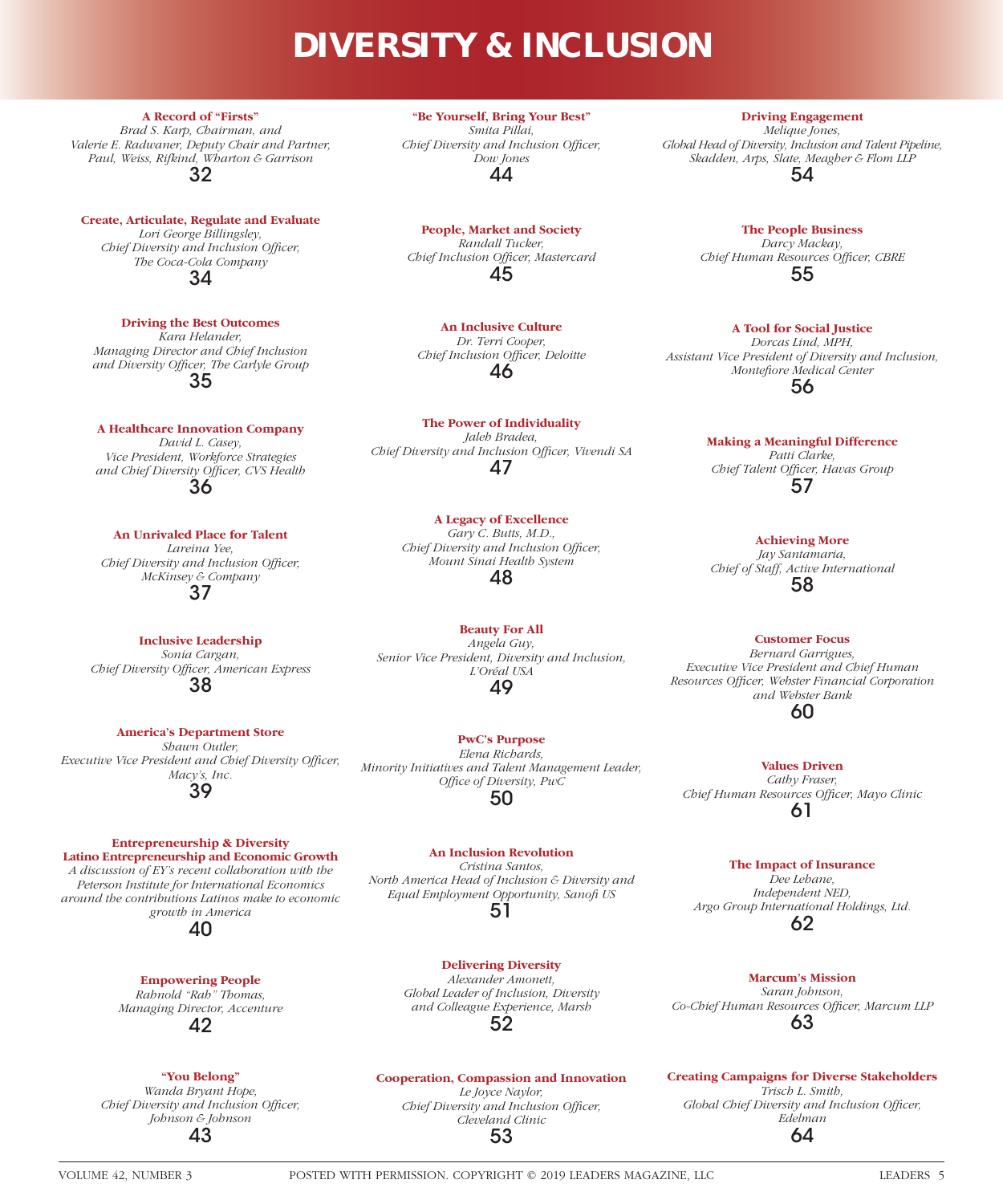# DIVERSITY & INCLUSION

**A Record of "Firsts"**
*Brad S. Karp, Chairman, and Valerie E. Radwaner, Deputy Chair and Partner, Paul, Weiss, Rifkind, Wharton & Garrison*
32

**Create, Articulate, Regulate and Evaluate**
*Lori George Billingsley, Chief Diversity and Inclusion Officer, The Coca-Cola Company*
34

**Driving the Best Outcomes**
*Kara Helander, Managing Director and Chief Inclusion and Diversity Officer, The Carlyle Group*
35

**A Healthcare Innovation Company**
*David L. Casey, Vice President, Workforce Strategies and Chief Diversity Officer, CVS Health*
36

**An Unrivaled Place for Talent**
*Lareina Yee, Chief Diversity and Inclusion Officer, McKinsey & Company*
37

**Inclusive Leadership**
*Sonia Cargan, Chief Diversity Officer, American Express*
38

**America's Department Store**
*Shawn Outler, Executive Vice President and Chief Diversity Officer, Macy's, Inc.*
39

**Entrepreneurship & Diversity**
**Latino Entrepreneurship and Economic Growth**
*A discussion of EY's recent collaboration with the Peterson Institute for International Economics around the contributions Latinos make to economic growth in America*
40

**Empowering People**
*Rahnold "Rah" Thomas, Managing Director, Accenture*
42

**"You Belong"**
*Wanda Bryant Hope, Chief Diversity and Inclusion Officer, Johnson & Johnson*
43

**"Be Yourself, Bring Your Best"**
*Smita Pillai, Chief Diversity and Inclusion Officer, Dow Jones*
44

**People, Market and Society**
*Randall Tucker, Chief Inclusion Officer, Mastercard*
45

**An Inclusive Culture**
*Dr. Terri Cooper, Chief Inclusion Officer, Deloitte*
46

**The Power of Individuality**
*Jaleh Bradea, Chief Diversity and Inclusion Officer, Vivendi SA*
47

**A Legacy of Excellence**
*Gary C. Butts, M.D., Chief Diversity and Inclusion Officer, Mount Sinai Health System*
48

**Beauty For All**
*Angela Guy, Senior Vice President, Diversity and Inclusion, L'Oréal USA*
49

**PwC's Purpose**
*Elena Richards, Minority Initiatives and Talent Management Leader, Office of Diversity, PwC*
50

**An Inclusion Revolution**
*Cristina Santos, North America Head of Inclusion & Diversity and Equal Employment Opportunity, Sanofi US*
51

**Delivering Diversity**
*Alexander Amonett, Global Leader of Inclusion, Diversity and Colleague Experience, Marsh*
52

**Cooperation, Compassion and Innovation**
*Le Joyce Naylor, Chief Diversity and Inclusion Officer, Cleveland Clinic*
53

**Driving Engagement**
*Melique Jones, Global Head of Diversity, Inclusion and Talent Pipeline, Skadden, Arps, Slate, Meagher & Flom LLP*
54

**The People Business**
*Darcy Mackay, Chief Human Resources Officer, CBRE*
55

**A Tool for Social Justice**
*Dorcas Lind, MPH, Assistant Vice President of Diversity and Inclusion, Montefiore Medical Center*
56

**Making a Meaningful Difference**
*Patti Clarke, Chief Talent Officer, Havas Group*
57

**Achieving More**
*Jay Santamaria, Chief of Staff, Active International*
58

**Customer Focus**
*Bernard Garrigues, Executive Vice President and Chief Human Resources Officer, Webster Financial Corporation and Webster Bank*
60

**Values Driven**
*Cathy Fraser, Chief Human Resources Officer, Mayo Clinic*
61

**The Impact of Insurance**
*Dee Lehane, Independent NED, Argo Group International Holdings, Ltd.*
62

**Marcum's Mission**
*Saran Johnson, Co-Chief Human Resources Officer, Marcum LLP*
63

**Creating Campaigns for Diverse Stakeholders**
*Trisch L. Smith, Global Chief Diversity and Inclusion Officer, Edelman*
64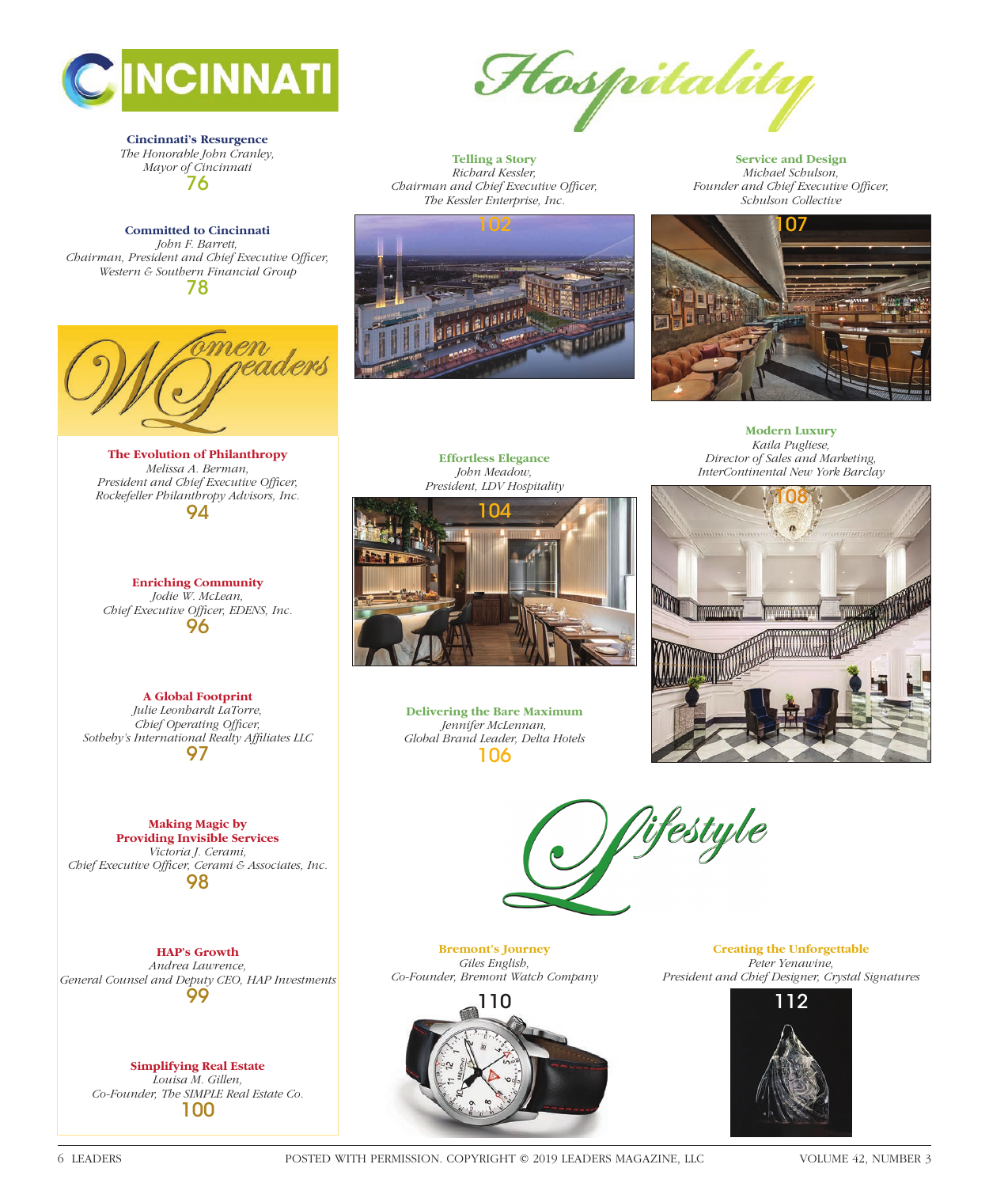# Cincinnati

**Cincinnati's Resurgence**
*The Honorable John Cranley, Mayor of Cincinnati*
76

**Committed to Cincinnati**
*John F. Barrett, Chairman, President and Chief Executive Officer, Western & Southern Financial Group*
78

# Women Leaders

**The Evolution of Philanthropy**
*Melissa A. Berman, President and Chief Executive Officer, Rockefeller Philanthropy Advisors, Inc.*
94

**Enriching Community**
*Jodie W. McLean, Chief Executive Officer, EDENS, Inc.*
96

**A Global Footprint**
*Julie Leonhardt LaTorre, Chief Operating Officer, Sotheby's International Realty Affiliates LLC*
97

**Making Magic by Providing Invisible Services**
*Victoria J. Cerami, Chief Executive Officer, Cerami & Associates, Inc.*
98

**HAP's Growth**
*Andrea Laurence, General Counsel and Deputy CEO, HAP Investments*
99

**Simplifying Real Estate**
*Louisa M. Gillen, Co-Founder, The SIMPLE Real Estate Co.*
100

# Hospitality

**Telling a Story**
*Richard Kessler, Chairman and Chief Executive Officer, The Kessler Enterprise, Inc.*
102

**Service and Design**
*Michael Schulson, Founder and Chief Executive Officer, Schulson Collective*
107

**Effortless Elegance**
*John Meadow, President, LDV Hospitality*
104

**Modern Luxury**
*Kaila Pugliese, Director of Sales and Marketing, InterContinental New York Barclay*
108

**Delivering the Bare Maximum**
*Jennifer McLennan, Global Brand Leader, Delta Hotels*
106

# Lifestyle

**Bremont's Journey**
*Giles English, Co-Founder, Bremont Watch Company*
110

**Creating the Unforgettable**
*Peter Yenawine, President and Chief Designer, Crystal Signatures*
112